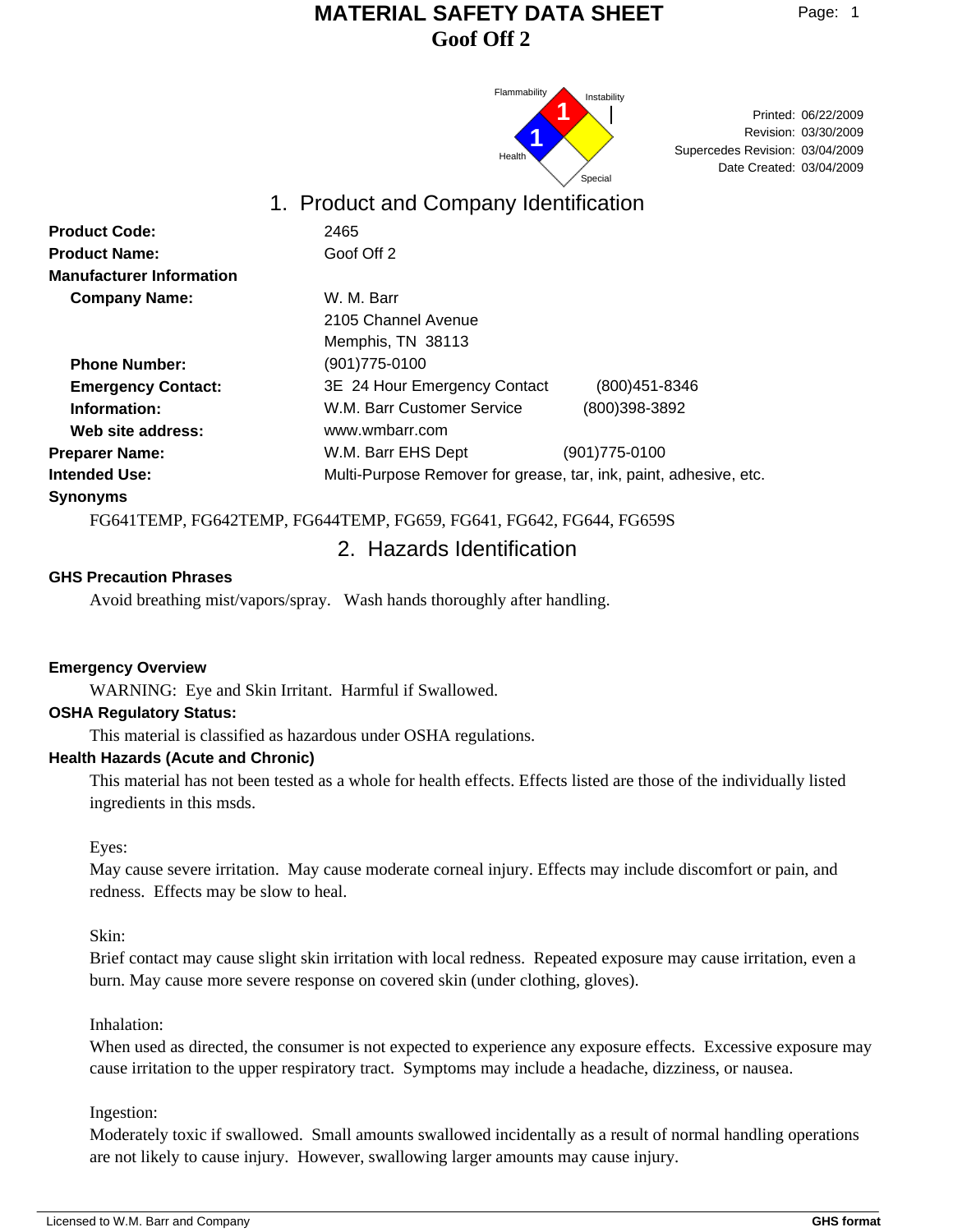# MATERIAL SAFETY DATA SHEET

## Goof Off 2

Flammability: 1
Health: 1
Instability
Special

Printed: 06/22/2009
Revision: 03/30/2009
Supercedes Revision: 03/04/2009
Date Created: 03/04/2009

## 1. Product and Company Identification

**Product Code:** 2465

**Product Name:** Goof Off 2

**Manufacturer Information**

**Company Name:** W. M. Barr
2105 Channel Avenue
Memphis, TN 38113

**Phone Number:** (901)775-0100

**Emergency Contact:** 3E 24 Hour Emergency Contact (800)451-8346

**Information:** W.M. Barr Customer Service (800)398-3892

**Web site address:** www.wmbarr.com

**Preparer Name:** W.M. Barr EHS Dept (901)775-0100

**Intended Use:** Multi-Purpose Remover for grease, tar, ink, paint, adhesive, etc.

**Synonyms**

FG641TEMP, FG642TEMP, FG644TEMP, FG659, FG641, FG642, FG644, FG659S

## 2. Hazards Identification

**GHS Precaution Phrases**

Avoid breathing mist/vapors/spray. Wash hands thoroughly after handling.

**Emergency Overview**

WARNING: Eye and Skin Irritant. Harmful if Swallowed.

**OSHA Regulatory Status:**

This material is classified as hazardous under OSHA regulations.

**Health Hazards (Acute and Chronic)**

This material has not been tested as a whole for health effects. Effects listed are those of the individually listed ingredients in this msds.

Eyes:
May cause severe irritation. May cause moderate corneal injury. Effects may include discomfort or pain, and redness. Effects may be slow to heal.

Skin:
Brief contact may cause slight skin irritation with local redness. Repeated exposure may cause irritation, even a burn. May cause more severe response on covered skin (under clothing, gloves).

Inhalation:
When used as directed, the consumer is not expected to experience any exposure effects. Excessive exposure may cause irritation to the upper respiratory tract. Symptoms may include a headache, dizziness, or nausea.

Ingestion:
Moderately toxic if swallowed. Small amounts swallowed incidentally as a result of normal handling operations are not likely to cause injury. However, swallowing larger amounts may cause injury.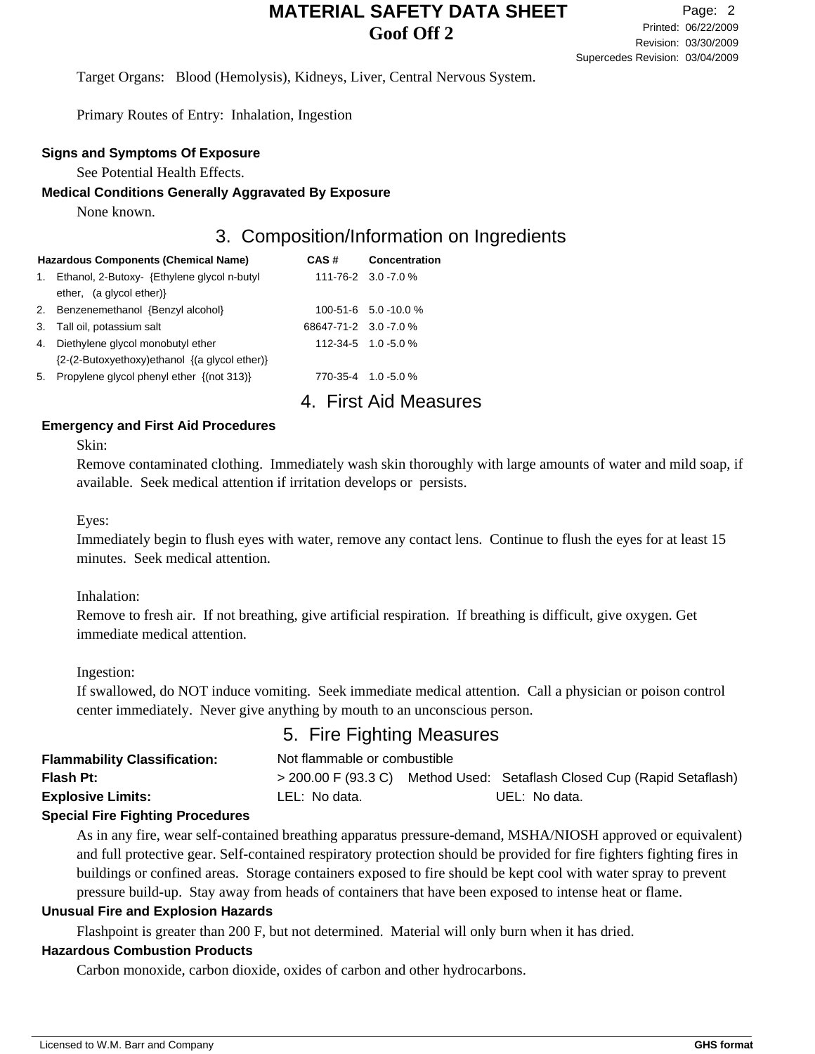Target Organs: Blood (Hemolysis), Kidneys, Liver, Central Nervous System.

Primary Routes of Entry: Inhalation, Ingestion

**Signs and Symptoms Of Exposure**

See Potential Health Effects.

**Medical Conditions Generally Aggravated By Exposure**

None known.

## 3. Composition/Information on Ingredients

| | Hazardous Components (Chemical Name) | CAS # | Concentration |
|---|---|---|---|
| 1. | Ethanol, 2-Butoxy- {Ethylene glycol n-butyl ether, (a glycol ether)} | 111-76-2 | 3.0 -7.0 % |
| 2. | Benzenemethanol {Benzyl alcohol} | 100-51-6 | 5.0 -10.0 % |
| 3. | Tall oil, potassium salt | 68647-71-2 | 3.0 -7.0 % |
| 4. | Diethylene glycol monobutyl ether {2-(2-Butoxyethoxy)ethanol {(a glycol ether)} | 112-34-5 | 1.0 -5.0 % |
| 5. | Propylene glycol phenyl ether {(not 313)} | 770-35-4 | 1.0 -5.0 % |

## 4. First Aid Measures

**Emergency and First Aid Procedures**

Skin:

Remove contaminated clothing. Immediately wash skin thoroughly with large amounts of water and mild soap, if available. Seek medical attention if irritation develops or persists.

Eyes:

Immediately begin to flush eyes with water, remove any contact lens. Continue to flush the eyes for at least 15 minutes. Seek medical attention.

Inhalation:

Remove to fresh air. If not breathing, give artificial respiration. If breathing is difficult, give oxygen. Get immediate medical attention.

Ingestion:

If swallowed, do NOT induce vomiting. Seek immediate medical attention. Call a physician or poison control center immediately. Never give anything by mouth to an unconscious person.

## 5. Fire Fighting Measures

**Flammability Classification:** Not flammable or combustible

**Flash Pt:** > 200.00 F (93.3 C) Method Used: Setaflash Closed Cup (Rapid Setaflash)

**Explosive Limits:** LEL: No data. UEL: No data.

**Special Fire Fighting Procedures**

As in any fire, wear self-contained breathing apparatus pressure-demand, MSHA/NIOSH approved or equivalent) and full protective gear. Self-contained respiratory protection should be provided for fire fighters fighting fires in buildings or confined areas. Storage containers exposed to fire should be kept cool with water spray to prevent pressure build-up. Stay away from heads of containers that have been exposed to intense heat or flame.

**Unusual Fire and Explosion Hazards**

Flashpoint is greater than 200 F, but not determined. Material will only burn when it has dried.

**Hazardous Combustion Products**

Carbon monoxide, carbon dioxide, oxides of carbon and other hydrocarbons.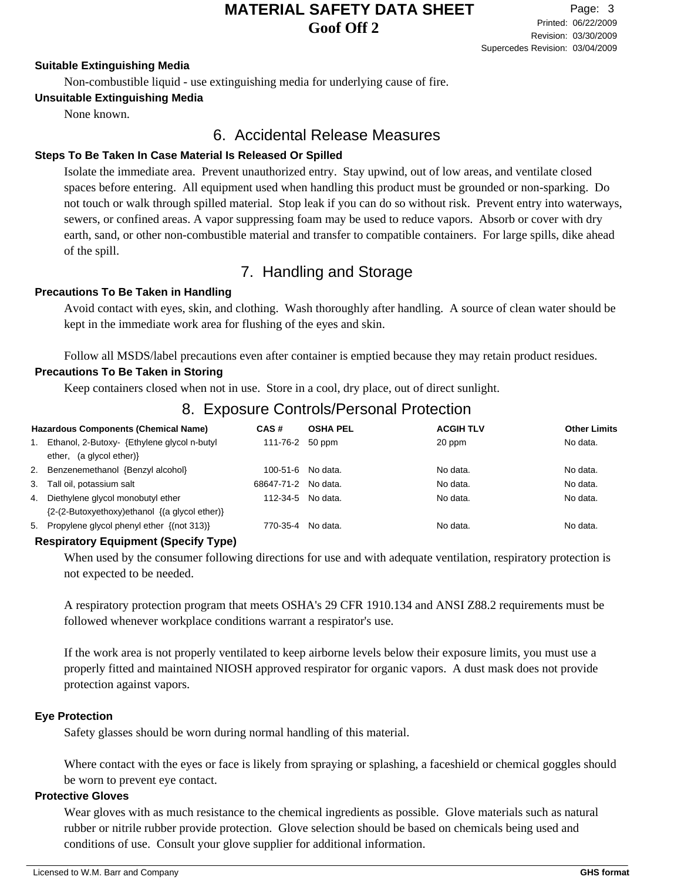**Suitable Extinguishing Media**

Non-combustible liquid - use extinguishing media for underlying cause of fire.

**Unsuitable Extinguishing Media**

None known.

## 6. Accidental Release Measures

**Steps To Be Taken In Case Material Is Released Or Spilled**

Isolate the immediate area. Prevent unauthorized entry. Stay upwind, out of low areas, and ventilate closed spaces before entering. All equipment used when handling this product must be grounded or non-sparking. Do not touch or walk through spilled material. Stop leak if you can do so without risk. Prevent entry into waterways, sewers, or confined areas. A vapor suppressing foam may be used to reduce vapors. Absorb or cover with dry earth, sand, or other non-combustible material and transfer to compatible containers. For large spills, dike ahead of the spill.

## 7. Handling and Storage

**Precautions To Be Taken in Handling**

Avoid contact with eyes, skin, and clothing. Wash thoroughly after handling. A source of clean water should be kept in the immediate work area for flushing of the eyes and skin.

Follow all MSDS/label precautions even after container is emptied because they may retain product residues.

**Precautions To Be Taken in Storing**

Keep containers closed when not in use. Store in a cool, dry place, out of direct sunlight.

## 8. Exposure Controls/Personal Protection

| Hazardous Components (Chemical Name) | CAS # | OSHA PEL | ACGIH TLV | Other Limits |
|---|---|---|---|---|
| 1. Ethanol, 2-Butoxy- {Ethylene glycol n-butyl ether, (a glycol ether)} | 111-76-2 | 50 ppm | 20 ppm | No data. |
| 2. Benzenemethanol {Benzyl alcohol} | 100-51-6 | No data. | No data. | No data. |
| 3. Tall oil, potassium salt | 68647-71-2 | No data. | No data. | No data. |
| 4. Diethylene glycol monobutyl ether {2-(2-Butoxyethoxy)ethanol {(a glycol ether)} | 112-34-5 | No data. | No data. | No data. |
| 5. Propylene glycol phenyl ether {(not 313)} | 770-35-4 | No data. | No data. | No data. |

**Respiratory Equipment (Specify Type)**

When used by the consumer following directions for use and with adequate ventilation, respiratory protection is not expected to be needed.

A respiratory protection program that meets OSHA's 29 CFR 1910.134 and ANSI Z88.2 requirements must be followed whenever workplace conditions warrant a respirator's use.

If the work area is not properly ventilated to keep airborne levels below their exposure limits, you must use a properly fitted and maintained NIOSH approved respirator for organic vapors. A dust mask does not provide protection against vapors.

**Eye Protection**

Safety glasses should be worn during normal handling of this material.

Where contact with the eyes or face is likely from spraying or splashing, a faceshield or chemical goggles should be worn to prevent eye contact.

**Protective Gloves**

Wear gloves with as much resistance to the chemical ingredients as possible. Glove materials such as natural rubber or nitrile rubber provide protection. Glove selection should be based on chemicals being used and conditions of use. Consult your glove supplier for additional information.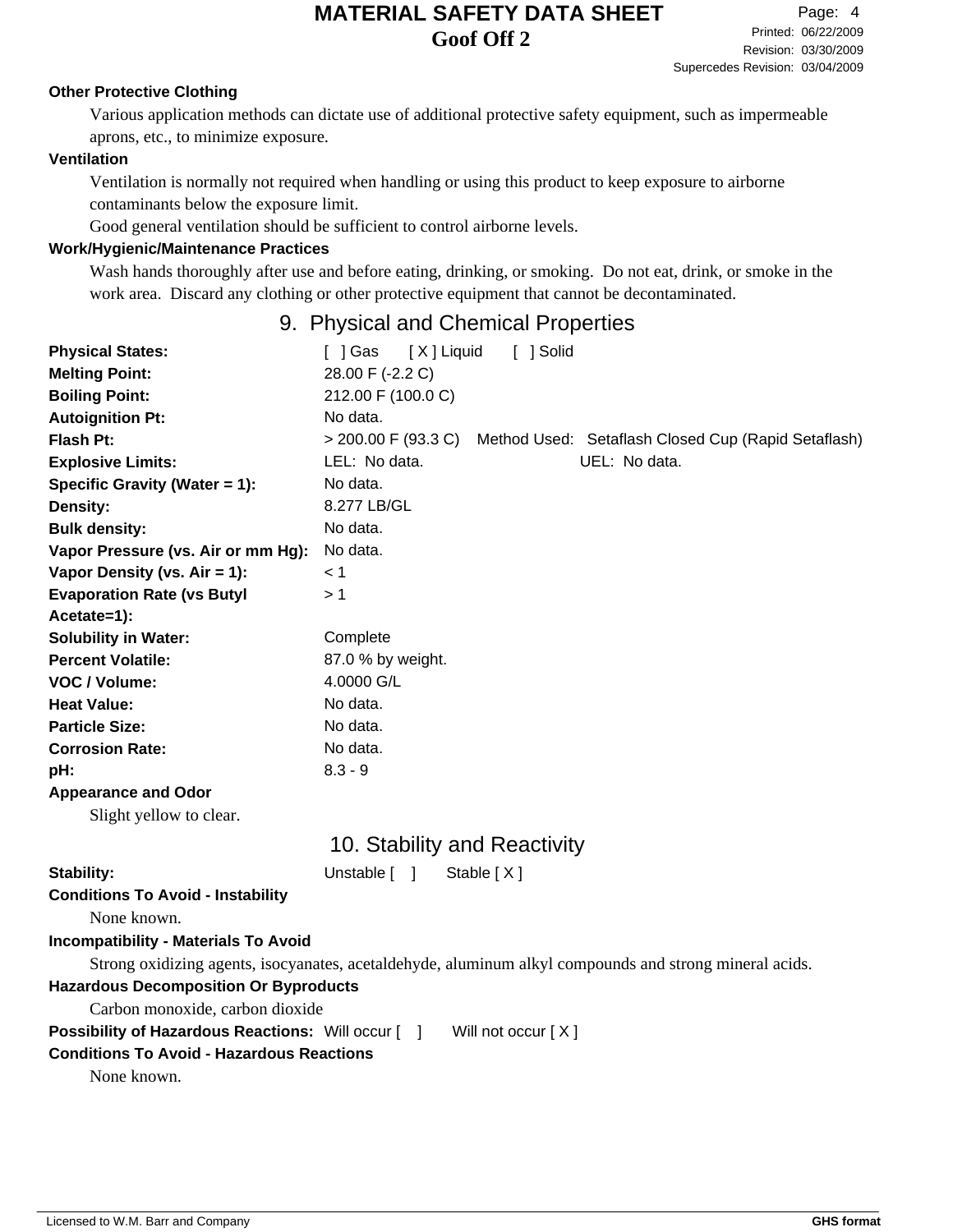**Other Protective Clothing**

Various application methods can dictate use of additional protective safety equipment, such as impermeable aprons, etc., to minimize exposure.

**Ventilation**

Ventilation is normally not required when handling or using this product to keep exposure to airborne contaminants below the exposure limit.
Good general ventilation should be sufficient to control airborne levels.

**Work/Hygienic/Maintenance Practices**

Wash hands thoroughly after use and before eating, drinking, or smoking. Do not eat, drink, or smoke in the work area. Discard any clothing or other protective equipment that cannot be decontaminated.

## 9. Physical and Chemical Properties

| | |
|---|---|
| **Physical States:** | [ ] Gas [ X ] Liquid [ ] Solid |
| **Melting Point:** | 28.00 F (-2.2 C) |
| **Boiling Point:** | 212.00 F (100.0 C) |
| **Autoignition Pt:** | No data. |
| **Flash Pt:** | > 200.00 F (93.3 C) Method Used: Setaflash Closed Cup (Rapid Setaflash) |
| **Explosive Limits:** | LEL: No data. UEL: No data. |
| **Specific Gravity (Water = 1):** | No data. |
| **Density:** | 8.277 LB/GL |
| **Bulk density:** | No data. |
| **Vapor Pressure (vs. Air or mm Hg):** | No data. |
| **Vapor Density (vs. Air = 1):** | < 1 |
| **Evaporation Rate (vs Butyl Acetate=1):** | > 1 |
| **Solubility in Water:** | Complete |
| **Percent Volatile:** | 87.0 % by weight. |
| **VOC / Volume:** | 4.0000 G/L |
| **Heat Value:** | No data. |
| **Particle Size:** | No data. |
| **Corrosion Rate:** | No data. |
| **pH:** | 8.3 - 9 |

**Appearance and Odor**

Slight yellow to clear.

## 10. Stability and Reactivity

**Stability:** Unstable [ ] Stable [ X ]

**Conditions To Avoid - Instability**

None known.

**Incompatibility - Materials To Avoid**

Strong oxidizing agents, isocyanates, acetaldehyde, aluminum alkyl compounds and strong mineral acids.

**Hazardous Decomposition Or Byproducts**

Carbon monoxide, carbon dioxide

**Possibility of Hazardous Reactions:** Will occur [ ] Will not occur [ X ]

**Conditions To Avoid - Hazardous Reactions**

None known.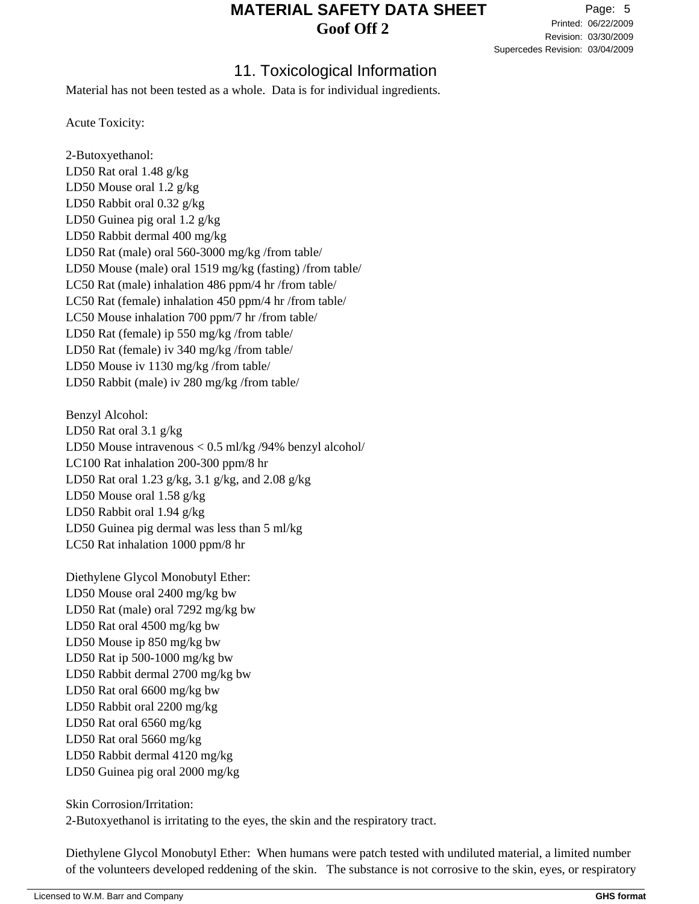## 11. Toxicological Information

Material has not been tested as a whole. Data is for individual ingredients.

Acute Toxicity:

2-Butoxyethanol:
LD50 Rat oral 1.48 g/kg
LD50 Mouse oral 1.2 g/kg
LD50 Rabbit oral 0.32 g/kg
LD50 Guinea pig oral 1.2 g/kg
LD50 Rabbit dermal 400 mg/kg
LD50 Rat (male) oral 560-3000 mg/kg /from table/
LD50 Mouse (male) oral 1519 mg/kg (fasting) /from table/
LC50 Rat (male) inhalation 486 ppm/4 hr /from table/
LC50 Rat (female) inhalation 450 ppm/4 hr /from table/
LC50 Mouse inhalation 700 ppm/7 hr /from table/
LD50 Rat (female) ip 550 mg/kg /from table/
LD50 Rat (female) iv 340 mg/kg /from table/
LD50 Mouse iv 1130 mg/kg /from table/
LD50 Rabbit (male) iv 280 mg/kg /from table/

Benzyl Alcohol:
LD50 Rat oral 3.1 g/kg
LD50 Mouse intravenous < 0.5 ml/kg /94% benzyl alcohol/
LC100 Rat inhalation 200-300 ppm/8 hr
LD50 Rat oral 1.23 g/kg, 3.1 g/kg, and 2.08 g/kg
LD50 Mouse oral 1.58 g/kg
LD50 Rabbit oral 1.94 g/kg
LD50 Guinea pig dermal was less than 5 ml/kg
LC50 Rat inhalation 1000 ppm/8 hr

Diethylene Glycol Monobutyl Ether:
LD50 Mouse oral 2400 mg/kg bw
LD50 Rat (male) oral 7292 mg/kg bw
LD50 Rat oral 4500 mg/kg bw
LD50 Mouse ip 850 mg/kg bw
LD50 Rat ip 500-1000 mg/kg bw
LD50 Rabbit dermal 2700 mg/kg bw
LD50 Rat oral 6600 mg/kg bw
LD50 Rabbit oral 2200 mg/kg
LD50 Rat oral 6560 mg/kg
LD50 Rat oral 5660 mg/kg
LD50 Rabbit dermal 4120 mg/kg
LD50 Guinea pig oral 2000 mg/kg

Skin Corrosion/Irritation:
2-Butoxyethanol is irritating to the eyes, the skin and the respiratory tract.

Diethylene Glycol Monobutyl Ether: When humans were patch tested with undiluted material, a limited number of the volunteers developed reddening of the skin. The substance is not corrosive to the skin, eyes, or respiratory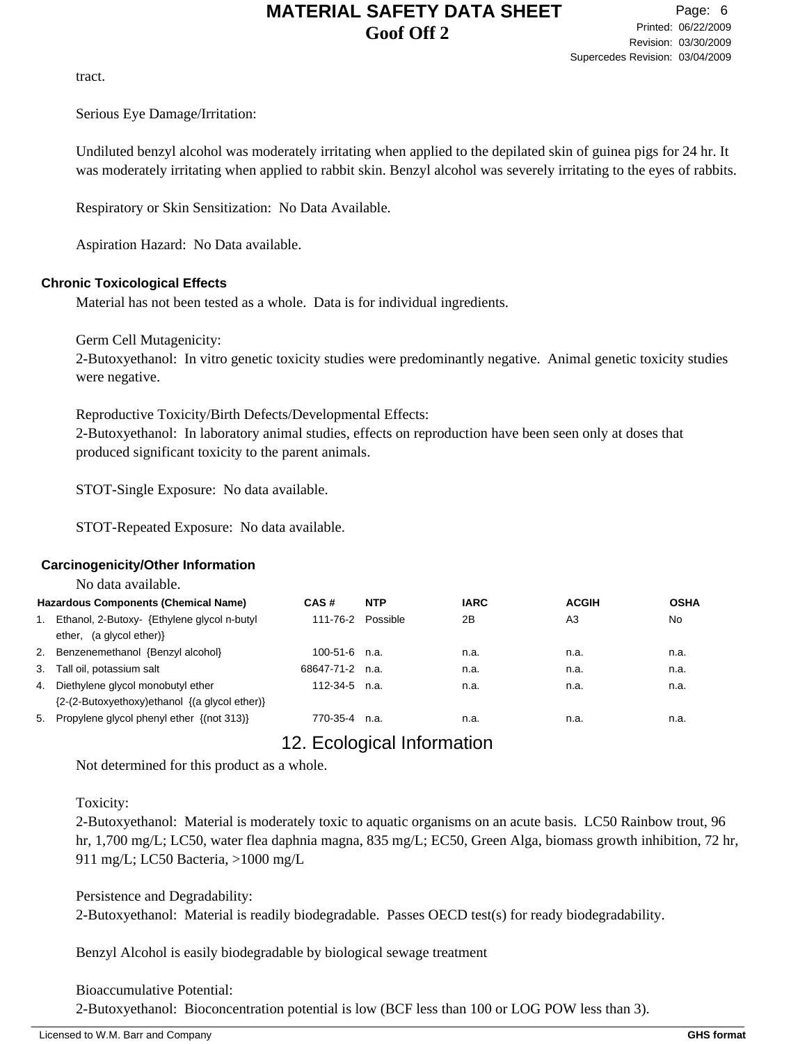tract.

Serious Eye Damage/Irritation:

Undiluted benzyl alcohol was moderately irritating when applied to the depilated skin of guinea pigs for 24 hr. It was moderately irritating when applied to rabbit skin. Benzyl alcohol was severely irritating to the eyes of rabbits.

Respiratory or Skin Sensitization: No Data Available.

Aspiration Hazard: No Data available.

### Chronic Toxicological Effects

Material has not been tested as a whole. Data is for individual ingredients.

Germ Cell Mutagenicity:
2-Butoxyethanol: In vitro genetic toxicity studies were predominantly negative. Animal genetic toxicity studies were negative.

Reproductive Toxicity/Birth Defects/Developmental Effects:
2-Butoxyethanol: In laboratory animal studies, effects on reproduction have been seen only at doses that produced significant toxicity to the parent animals.

STOT-Single Exposure: No data available.

STOT-Repeated Exposure: No data available.

### Carcinogenicity/Other Information

No data available.

| | Hazardous Components (Chemical Name) | CAS # | NTP | IARC | ACGIH | OSHA |
|---|---|---|---|---|---|---|
| 1. | Ethanol, 2-Butoxy- {Ethylene glycol n-butyl ether, (a glycol ether)} | 111-76-2 | Possible | 2B | A3 | No |
| 2. | Benzenemethanol {Benzyl alcohol} | 100-51-6 | n.a. | n.a. | n.a. | n.a. |
| 3. | Tall oil, potassium salt | 68647-71-2 | n.a. | n.a. | n.a. | n.a. |
| 4. | Diethylene glycol monobutyl ether {2-(2-Butoxyethoxy)ethanol {(a glycol ether)} | 112-34-5 | n.a. | n.a. | n.a. | n.a. |
| 5. | Propylene glycol phenyl ether {(not 313)} | 770-35-4 | n.a. | n.a. | n.a. | n.a. |

## 12. Ecological Information

Not determined for this product as a whole.

Toxicity:
2-Butoxyethanol: Material is moderately toxic to aquatic organisms on an acute basis. LC50 Rainbow trout, 96 hr, 1,700 mg/L; LC50, water flea daphnia magna, 835 mg/L; EC50, Green Alga, biomass growth inhibition, 72 hr, 911 mg/L; LC50 Bacteria, >1000 mg/L

Persistence and Degradability:
2-Butoxyethanol: Material is readily biodegradable. Passes OECD test(s) for ready biodegradability.

Benzyl Alcohol is easily biodegradable by biological sewage treatment

Bioaccumulative Potential:
2-Butoxyethanol: Bioconcentration potential is low (BCF less than 100 or LOG POW less than 3).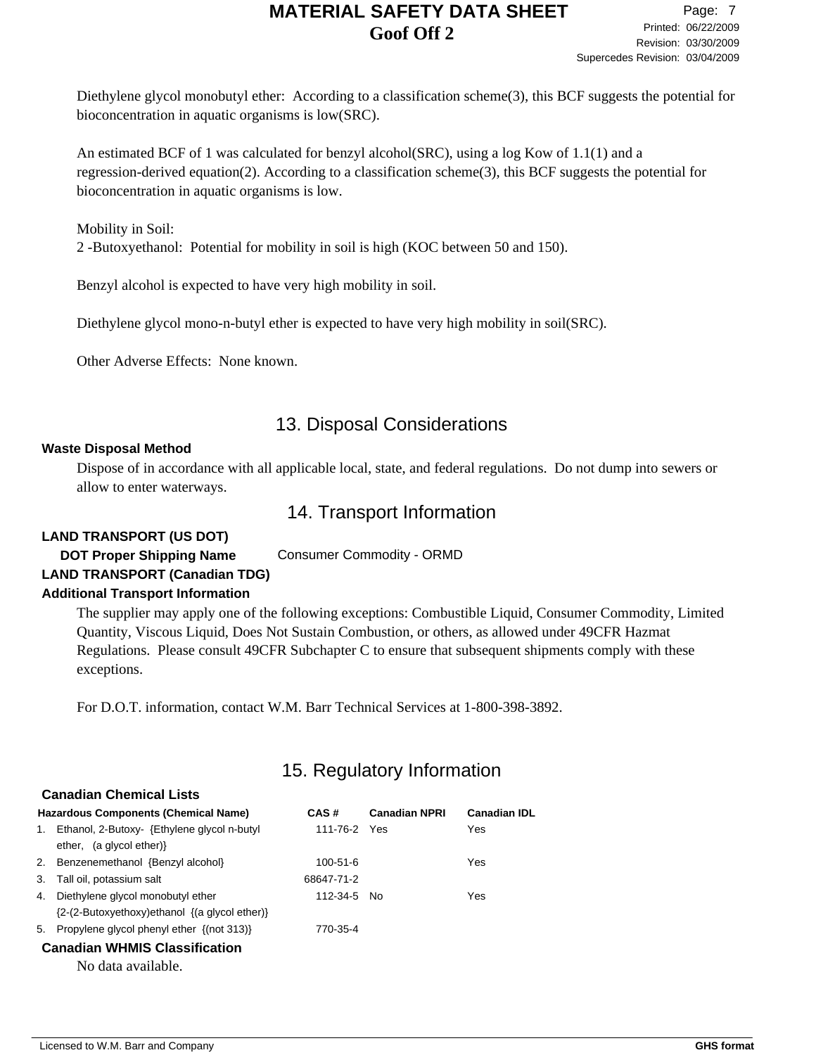Diethylene glycol monobutyl ether: According to a classification scheme(3), this BCF suggests the potential for bioconcentration in aquatic organisms is low(SRC).

An estimated BCF of 1 was calculated for benzyl alcohol(SRC), using a log Kow of 1.1(1) and a regression-derived equation(2). According to a classification scheme(3), this BCF suggests the potential for bioconcentration in aquatic organisms is low.

Mobility in Soil:
2 -Butoxyethanol: Potential for mobility in soil is high (KOC between 50 and 150).

Benzyl alcohol is expected to have very high mobility in soil.

Diethylene glycol mono-n-butyl ether is expected to have very high mobility in soil(SRC).

Other Adverse Effects: None known.

## 13. Disposal Considerations

**Waste Disposal Method**

Dispose of in accordance with all applicable local, state, and federal regulations. Do not dump into sewers or allow to enter waterways.

## 14. Transport Information

**LAND TRANSPORT (US DOT)**

**DOT Proper Shipping Name** Consumer Commodity - ORMD

**LAND TRANSPORT (Canadian TDG)**

**Additional Transport Information**

The supplier may apply one of the following exceptions: Combustible Liquid, Consumer Commodity, Limited Quantity, Viscous Liquid, Does Not Sustain Combustion, or others, as allowed under 49CFR Hazmat Regulations. Please consult 49CFR Subchapter C to ensure that subsequent shipments comply with these exceptions.

For D.O.T. information, contact W.M. Barr Technical Services at 1-800-398-3892.

## 15. Regulatory Information

**Canadian Chemical Lists**

| Hazardous Components (Chemical Name) | CAS # | Canadian NPRI | Canadian IDL |
|---|---|---|---|
| 1. Ethanol, 2-Butoxy- {Ethylene glycol n-butyl ether, (a glycol ether)} | 111-76-2 | Yes | Yes |
| 2. Benzenemethanol {Benzyl alcohol} | 100-51-6 | | Yes |
| 3. Tall oil, potassium salt | 68647-71-2 | | |
| 4. Diethylene glycol monobutyl ether {2-(2-Butoxyethoxy)ethanol {(a glycol ether)} | 112-34-5 | No | Yes |
| 5. Propylene glycol phenyl ether {(not 313)} | 770-35-4 | | |

**Canadian WHMIS Classification**

No data available.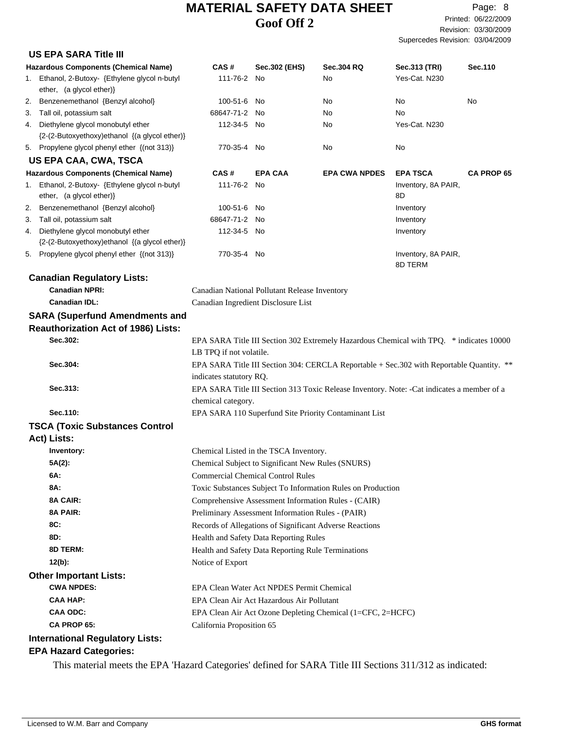## US EPA SARA Title III

| Hazardous Components (Chemical Name) | CAS # | Sec.302 (EHS) | Sec.304 RQ | Sec.313 (TRI) | Sec.110 |
|---|---|---|---|---|---|
| 1. Ethanol, 2-Butoxy- {Ethylene glycol n-butyl ether, (a glycol ether)} | 111-76-2 | No | No | Yes-Cat. N230 | |
| 2. Benzenemethanol {Benzyl alcohol} | 100-51-6 | No | No | No | No |
| 3. Tall oil, potassium salt | 68647-71-2 | No | No | No | |
| 4. Diethylene glycol monobutyl ether {2-(2-Butoxyethoxy)ethanol {(a glycol ether)} | 112-34-5 | No | No | Yes-Cat. N230 | |
| 5. Propylene glycol phenyl ether {(not 313)} | 770-35-4 | No | No | No | |

## US EPA CAA, CWA, TSCA

| Hazardous Components (Chemical Name) | CAS # | EPA CAA | EPA CWA NPDES | EPA TSCA | CA PROP 65 |
|---|---|---|---|---|---|
| 1. Ethanol, 2-Butoxy- {Ethylene glycol n-butyl ether, (a glycol ether)} | 111-76-2 | No | | Inventory, 8A PAIR, 8D | |
| 2. Benzenemethanol {Benzyl alcohol} | 100-51-6 | No | | Inventory | |
| 3. Tall oil, potassium salt | 68647-71-2 | No | | Inventory | |
| 4. Diethylene glycol monobutyl ether {2-(2-Butoxyethoxy)ethanol {(a glycol ether)} | 112-34-5 | No | | Inventory | |
| 5. Propylene glycol phenyl ether {(not 313)} | 770-35-4 | No | | Inventory, 8A PAIR, 8D TERM | |

## Canadian Regulatory Lists:

**Canadian NPRI:** Canadian National Pollutant Release Inventory

**Canadian IDL:** Canadian Ingredient Disclosure List

## SARA (Superfund Amendments and Reauthorization Act of 1986) Lists:

**Sec.302:** EPA SARA Title III Section 302 Extremely Hazardous Chemical with TPQ. * indicates 10000 LB TPQ if not volatile.

**Sec.304:** EPA SARA Title III Section 304: CERCLA Reportable + Sec.302 with Reportable Quantity. ** indicates statutory RQ.

**Sec.313:** EPA SARA Title III Section 313 Toxic Release Inventory. Note: -Cat indicates a member of a chemical category.

**Sec.110:** EPA SARA 110 Superfund Site Priority Contaminant List

## TSCA (Toxic Substances Control Act) Lists:

**Inventory:** Chemical Listed in the TSCA Inventory.

**5A(2):** Chemical Subject to Significant New Rules (SNURS)

**6A:** Commercial Chemical Control Rules

**8A:** Toxic Substances Subject To Information Rules on Production

**8A CAIR:** Comprehensive Assessment Information Rules - (CAIR)

**8A PAIR:** Preliminary Assessment Information Rules - (PAIR)

**8C:** Records of Allegations of Significant Adverse Reactions

**8D:** Health and Safety Data Reporting Rules

**8D TERM:** Health and Safety Data Reporting Rule Terminations

**12(b):** Notice of Export

## Other Important Lists:

**CWA NPDES:** EPA Clean Water Act NPDES Permit Chemical

**CAA HAP:** EPA Clean Air Act Hazardous Air Pollutant

**CAA ODC:** EPA Clean Air Act Ozone Depleting Chemical (1=CFC, 2=HCFC)

**CA PROP 65:** California Proposition 65

## International Regulatory Lists:

## EPA Hazard Categories:

This material meets the EPA 'Hazard Categories' defined for SARA Title III Sections 311/312 as indicated: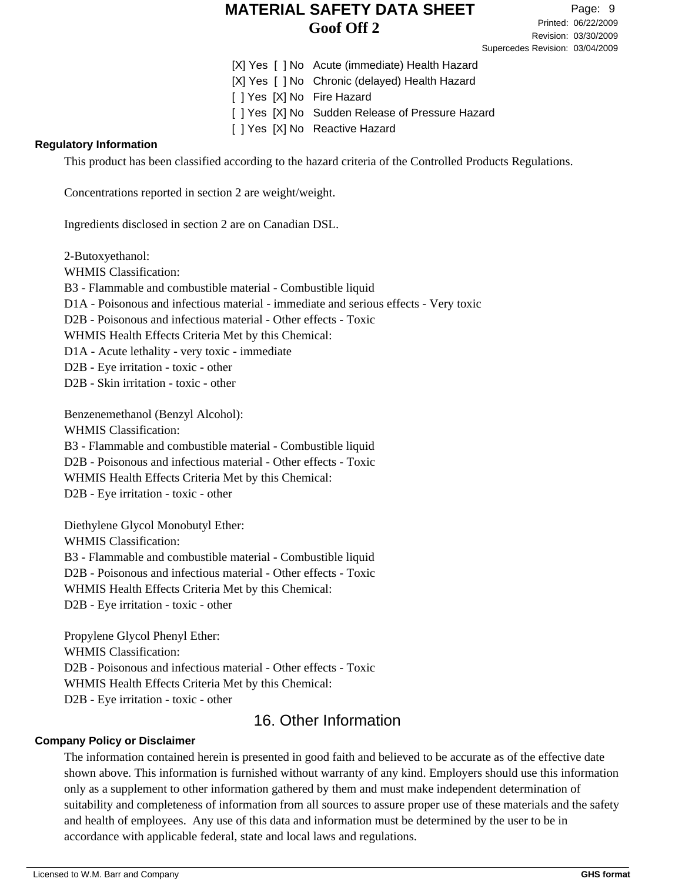[X] Yes  [ ] No   Acute (immediate) Health Hazard
[X] Yes  [ ] No   Chronic (delayed) Health Hazard
[ ] Yes  [X] No   Fire Hazard
[ ] Yes  [X] No   Sudden Release of Pressure Hazard
[ ] Yes  [X] No   Reactive Hazard

**Regulatory Information**

This product has been classified according to the hazard criteria of the Controlled Products Regulations.

Concentrations reported in section 2 are weight/weight.

Ingredients disclosed in section 2 are on Canadian DSL.

2-Butoxyethanol:
WHMIS Classification:
B3 - Flammable and combustible material - Combustible liquid
D1A - Poisonous and infectious material - immediate and serious effects - Very toxic
D2B - Poisonous and infectious material - Other effects - Toxic
WHMIS Health Effects Criteria Met by this Chemical:
D1A - Acute lethality - very toxic - immediate
D2B - Eye irritation - toxic - other
D2B - Skin irritation - toxic - other

Benzenemethanol (Benzyl Alcohol):
WHMIS Classification:
B3 - Flammable and combustible material - Combustible liquid
D2B - Poisonous and infectious material - Other effects - Toxic
WHMIS Health Effects Criteria Met by this Chemical:
D2B - Eye irritation - toxic - other

Diethylene Glycol Monobutyl Ether:
WHMIS Classification:
B3 - Flammable and combustible material - Combustible liquid
D2B - Poisonous and infectious material - Other effects - Toxic
WHMIS Health Effects Criteria Met by this Chemical:
D2B - Eye irritation - toxic - other

Propylene Glycol Phenyl Ether:
WHMIS Classification:
D2B - Poisonous and infectious material - Other effects - Toxic
WHMIS Health Effects Criteria Met by this Chemical:
D2B - Eye irritation - toxic - other

## 16. Other Information

**Company Policy or Disclaimer**

The information contained herein is presented in good faith and believed to be accurate as of the effective date shown above. This information is furnished without warranty of any kind. Employers should use this information only as a supplement to other information gathered by them and must make independent determination of suitability and completeness of information from all sources to assure proper use of these materials and the safety and health of employees. Any use of this data and information must be determined by the user to be in accordance with applicable federal, state and local laws and regulations.